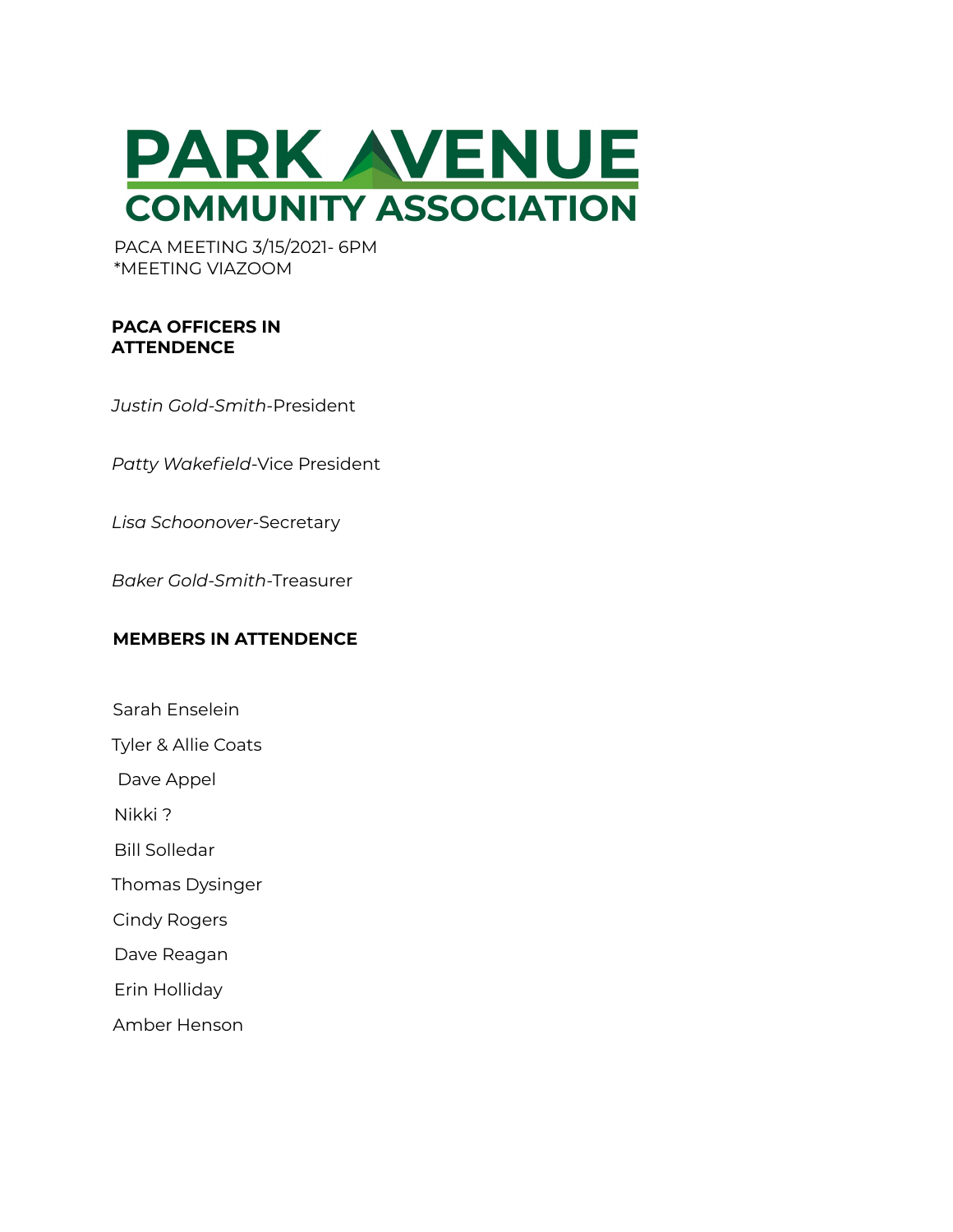# PARK AVENUE COMMUNITY ASSOCIATION

PACA MEETING 3/15/2021- 6PM
*MEETING VIAZOOM

**PACA OFFICERS IN ATTENDENCE**

*Justin Gold-Smith*-President

*Patty Wakefield*-Vice President

*Lisa Schoonover*-Secretary

*Baker Gold-Smith*-Treasurer

**MEMBERS IN ATTENDENCE**

Sarah Enselein

Tyler & Allie Coats

Dave Appel

Nikki ?

Bill Solledar

Thomas Dysinger

Cindy Rogers

Dave Reagan

Erin Holliday

Amber Henson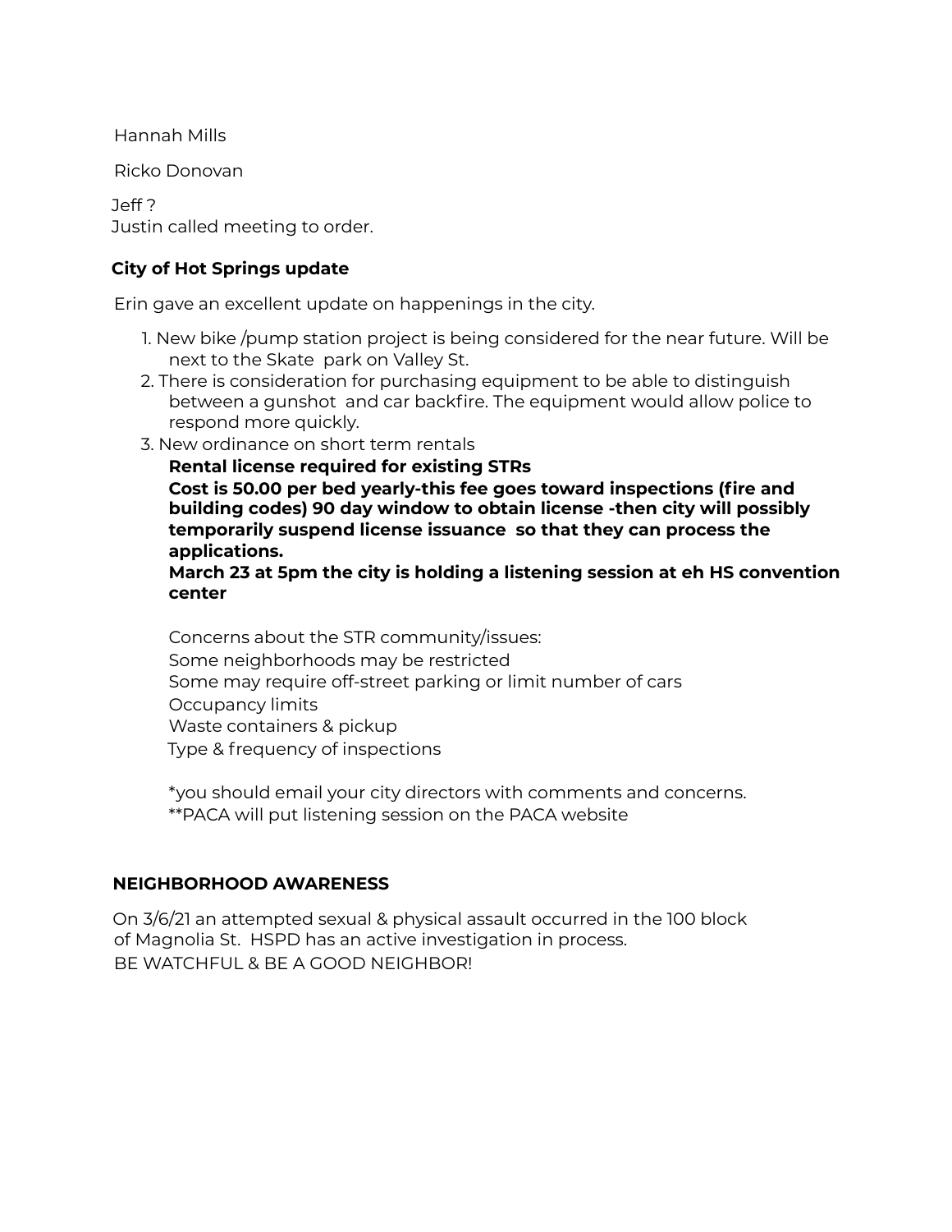Hannah Mills

Ricko Donovan

Jeff ?
Justin called meeting to order.

**City of Hot Springs update**

Erin gave an excellent update on happenings in the city.

1. New bike /pump station project is being considered for the near future. Will be next to the Skate park on Valley St.
2. There is consideration for purchasing equipment to be able to distinguish between a gunshot and car backfire. The equipment would allow police to respond more quickly.
3. New ordinance on short term rentals
   **Rental license required for existing STRs**
   **Cost is 50.00 per bed yearly-this fee goes toward inspections (fire and building codes) 90 day window to obtain license -then city will possibly temporarily suspend license issuance so that they can process the applications.**
   **March 23 at 5pm the city is holding a listening session at eh HS convention center**

   Concerns about the STR community/issues:
   Some neighborhoods may be restricted
   Some may require off-street parking or limit number of cars
   Occupancy limits
   Waste containers & pickup
   Type & frequency of inspections

   *you should email your city directors with comments and concerns.
   **PACA will put listening session on the PACA website

**NEIGHBORHOOD AWARENESS**

On 3/6/21 an attempted sexual & physical assault occurred in the 100 block of Magnolia St. HSPD has an active investigation in process.
BE WATCHFUL & BE A GOOD NEIGHBOR!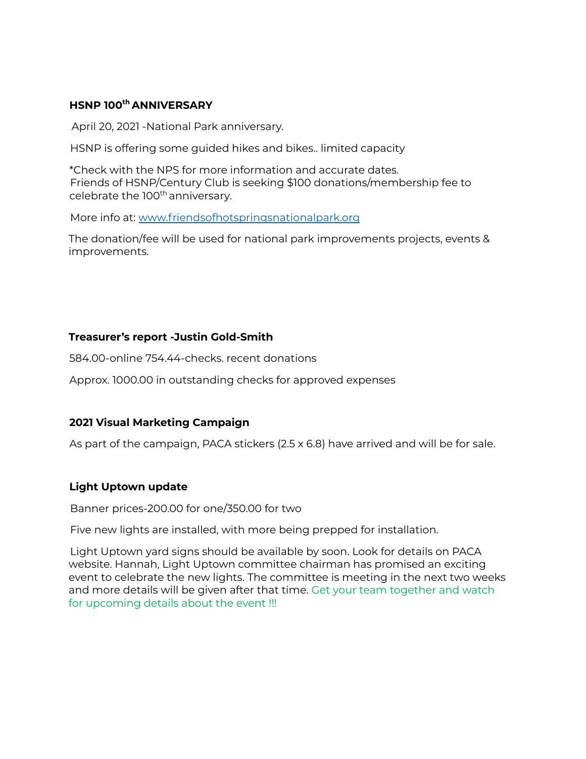**HSNP 100th ANNIVERSARY**

April 20, 2021 -National Park anniversary.

HSNP is offering some guided hikes and bikes.. limited capacity

*Check with the NPS for more information and accurate dates.
Friends of HSNP/Century Club is seeking $100 donations/membership fee to celebrate the 100th anniversary.

More info at: [www.friendsofhotspringsnationalpark.org](http://www.friendsofhotspringsnationalpark.org)

The donation/fee will be used for national park improvements projects, events & improvements.

**Treasurer's report -Justin Gold-Smith**

584.00-online 754.44-checks. recent donations

Approx. 1000.00 in outstanding checks for approved expenses

**2021 Visual Marketing Campaign**

As part of the campaign, PACA stickers (2.5 x 6.8) have arrived and will be for sale.

**Light Uptown update**

Banner prices-200.00 for one/350.00 for two

Five new lights are installed, with more being prepped for installation.

Light Uptown yard signs should be available by soon. Look for details on PACA website. Hannah, Light Uptown committee chairman has promised an exciting event to celebrate the new lights. The committee is meeting in the next two weeks and more details will be given after that time. Get your team together and watch for upcoming details about the event !!!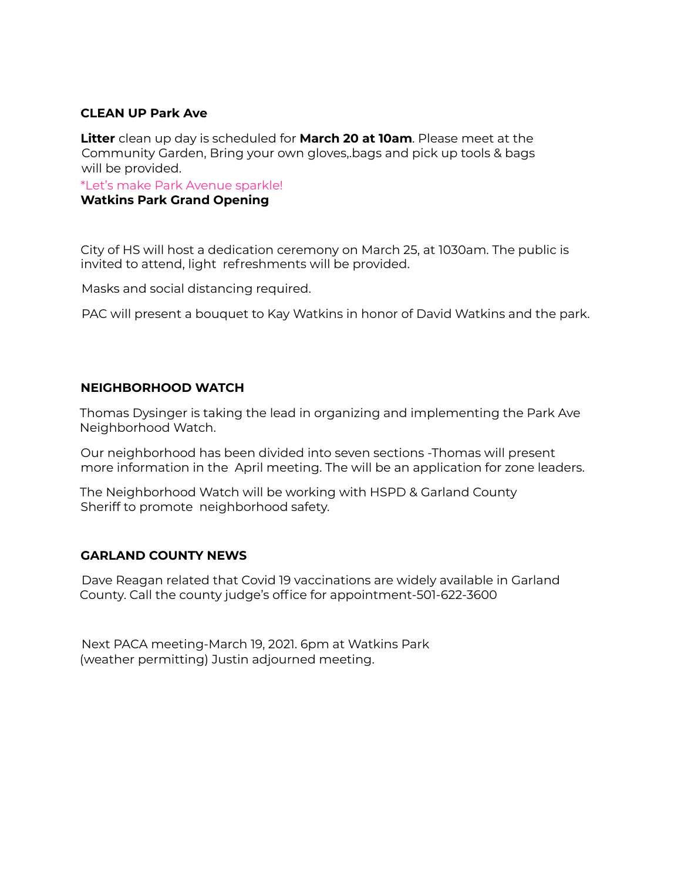**CLEAN UP Park Ave**

**Litter** clean up day is scheduled for **March 20 at 10am**. Please meet at the Community Garden, Bring your own gloves,.bags and pick up tools & bags will be provided.

*Let's make Park Avenue sparkle!

**Watkins Park Grand Opening**

City of HS will host a dedication ceremony on March 25, at 1030am. The public is invited to attend, light refreshments will be provided.

Masks and social distancing required.

PAC will present a bouquet to Kay Watkins in honor of David Watkins and the park.

**NEIGHBORHOOD WATCH**

Thomas Dysinger is taking the lead in organizing and implementing the Park Ave Neighborhood Watch.

Our neighborhood has been divided into seven sections -Thomas will present more information in the April meeting. The will be an application for zone leaders.

The Neighborhood Watch will be working with HSPD & Garland County Sheriff to promote neighborhood safety.

**GARLAND COUNTY NEWS**

Dave Reagan related that Covid 19 vaccinations are widely available in Garland County. Call the county judge's office for appointment-501-622-3600

Next PACA meeting-March 19, 2021. 6pm at Watkins Park (weather permitting) Justin adjourned meeting.